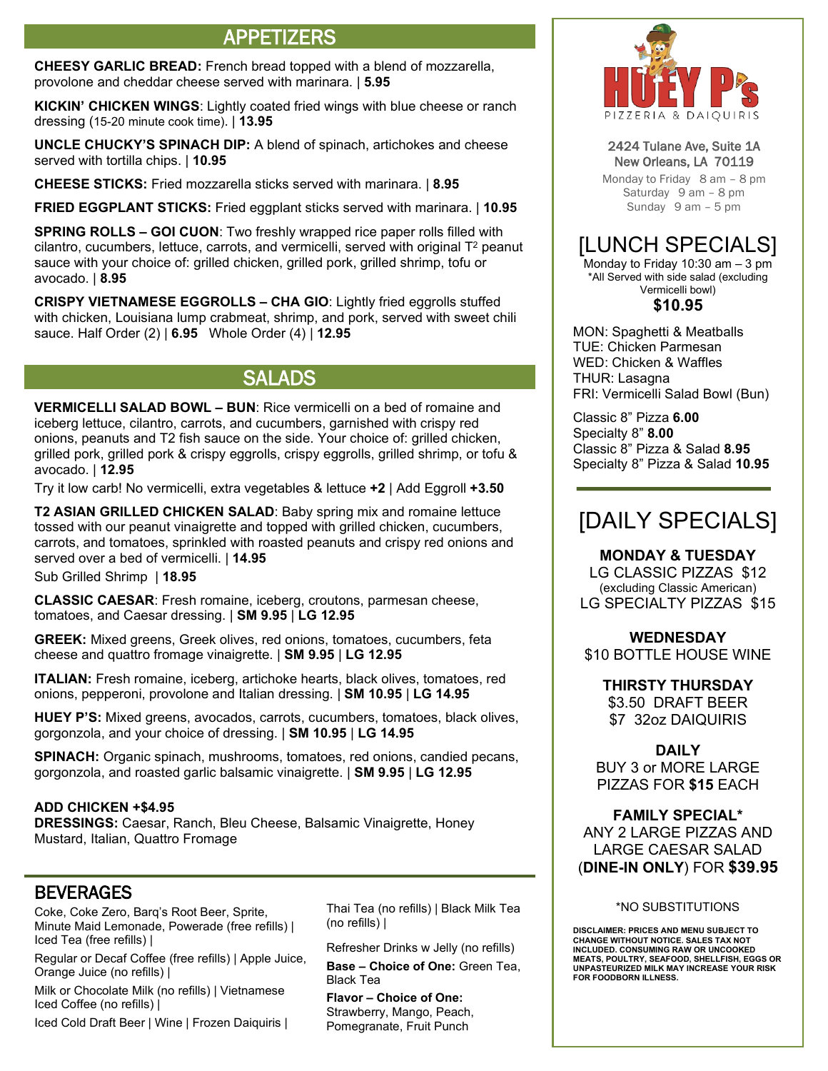## APPETIZERS

**CHEESY GARLIC BREAD:** French bread topped with a blend of mozzarella, provolone and cheddar cheese served with marinara. | **5.95**

**KICKIN' CHICKEN WINGS**: Lightly coated fried wings with blue cheese or ranch dressing (15-20 minute cook time). | **13.95**

**UNCLE CHUCKY'S SPINACH DIP:** A blend of spinach, artichokes and cheese served with tortilla chips. | **10.95**

**CHEESE STICKS:** Fried mozzarella sticks served with marinara. | **8.95**

**FRIED EGGPLANT STICKS:** Fried eggplant sticks served with marinara. | **10.95**

**SPRING ROLLS – GOI CUON**: Two freshly wrapped rice paper rolls filled with cilantro, cucumbers, lettuce, carrots, and vermicelli, served with original $T^2$ peanut sauce with your choice of: grilled chicken, grilled pork, grilled shrimp, tofu or avocado. | **8.95**

**CRISPY VIETNAMESE EGGROLLS – CHA GIO**: Lightly fried eggrolls stuffed with chicken, Louisiana lump crabmeat, shrimp, and pork, served with sweet chili sauce. Half Order (2) | **6.95** Whole Order (4) | **12.95**

## SALADS

**VERMICELLI SALAD BOWL – BUN**: Rice vermicelli on a bed of romaine and iceberg lettuce, cilantro, carrots, and cucumbers, garnished with crispy red onions, peanuts and T2 fish sauce on the side. Your choice of: grilled chicken, grilled pork, grilled pork & crispy eggrolls, crispy eggrolls, grilled shrimp, or tofu & avocado. | **12.95**

Try it low carb! No vermicelli, extra vegetables & lettuce **+2** | Add Eggroll **+3.50**

**T2 ASIAN GRILLED CHICKEN SALAD**: Baby spring mix and romaine lettuce tossed with our peanut vinaigrette and topped with grilled chicken, cucumbers, carrots, and tomatoes, sprinkled with roasted peanuts and crispy red onions and served over a bed of vermicelli. | **14.95**

Sub Grilled Shrimp | **18.95**

**CLASSIC CAESAR**: Fresh romaine, iceberg, croutons, parmesan cheese, tomatoes, and Caesar dressing. | **SM 9.95** | **LG 12.95**

**GREEK:** Mixed greens, Greek olives, red onions, tomatoes, cucumbers, feta cheese and quattro fromage vinaigrette. | **SM 9.95** | **LG 12.95**

**ITALIAN:** Fresh romaine, iceberg, artichoke hearts, black olives, tomatoes, red onions, pepperoni, provolone and Italian dressing. | **SM 10.95** | **LG 14.95**

**HUEY P'S:** Mixed greens, avocados, carrots, cucumbers, tomatoes, black olives, gorgonzola, and your choice of dressing. | **SM 10.95** | **LG 14.95**

**SPINACH:** Organic spinach, mushrooms, tomatoes, red onions, candied pecans, gorgonzola, and roasted garlic balsamic vinaigrette. | **SM 9.95** | **LG 12.95**

**ADD CHICKEN +$4.95**

**DRESSINGS:** Caesar, Ranch, Bleu Cheese, Balsamic Vinaigrette, Honey Mustard, Italian, Quattro Fromage

## BEVERAGES

Coke, Coke Zero, Barq's Root Beer, Sprite, Minute Maid Lemonade, Powerade (free refills) | Iced Tea (free refills) |

Regular or Decaf Coffee (free refills) | Apple Juice, Orange Juice (no refills) |

Milk or Chocolate Milk (no refills) | Vietnamese Iced Coffee (no refills) |

Iced Cold Draft Beer | Wine | Frozen Daiquiris |

Thai Tea (no refills) | Black Milk Tea (no refills) |

Refresher Drinks w Jelly (no refills)

**Base – Choice of One:** Green Tea, Black Tea

**Flavor – Choice of One:** Strawberry, Mango, Peach, Pomegranate, Fruit Punch

# HUEY P's
PIZZERIA & DAIQUIRIS

2424 Tulane Ave, Suite 1A
New Orleans, LA 70119

Monday to Friday 8 am – 8 pm
Saturday 9 am – 8 pm
Sunday 9 am – 5 pm

## [LUNCH SPECIALS]

Monday to Friday 10:30 am – 3 pm
*All Served with side salad (excluding Vermicelli bowl)

**$10.95**

MON: Spaghetti & Meatballs
TUE: Chicken Parmesan
WED: Chicken & Waffles
THUR: Lasagna
FRI: Vermicelli Salad Bowl (Bun)

Classic 8" Pizza **6.00**
Specialty 8" **8.00**
Classic 8" Pizza & Salad **8.95**
Specialty 8" Pizza & Salad **10.95**

## [DAILY SPECIALS]

**MONDAY & TUESDAY**
LG CLASSIC PIZZAS $12
(excluding Classic American)
LG SPECIALTY PIZZAS $15

**WEDNESDAY**
$10 BOTTLE HOUSE WINE

**THIRSTY THURSDAY**
$3.50 DRAFT BEER
$7 32oz DAIQUIRIS

**DAILY**
BUY 3 or MORE LARGE PIZZAS FOR **$15** EACH

**FAMILY SPECIAL***
ANY 2 LARGE PIZZAS AND LARGE CAESAR SALAD (**DINE-IN ONLY**) FOR **$39.95**

*NO SUBSTITUTIONS

**DISCLAIMER: PRICES AND MENU SUBJECT TO CHANGE WITHOUT NOTICE. SALES TAX NOT INCLUDED. CONSUMING RAW OR UNCOOKED MEATS, POULTRY, SEAFOOD, SHELLFISH, EGGS OR UNPASTEURIZED MILK MAY INCREASE YOUR RISK FOR FOODBORN ILLNESS.**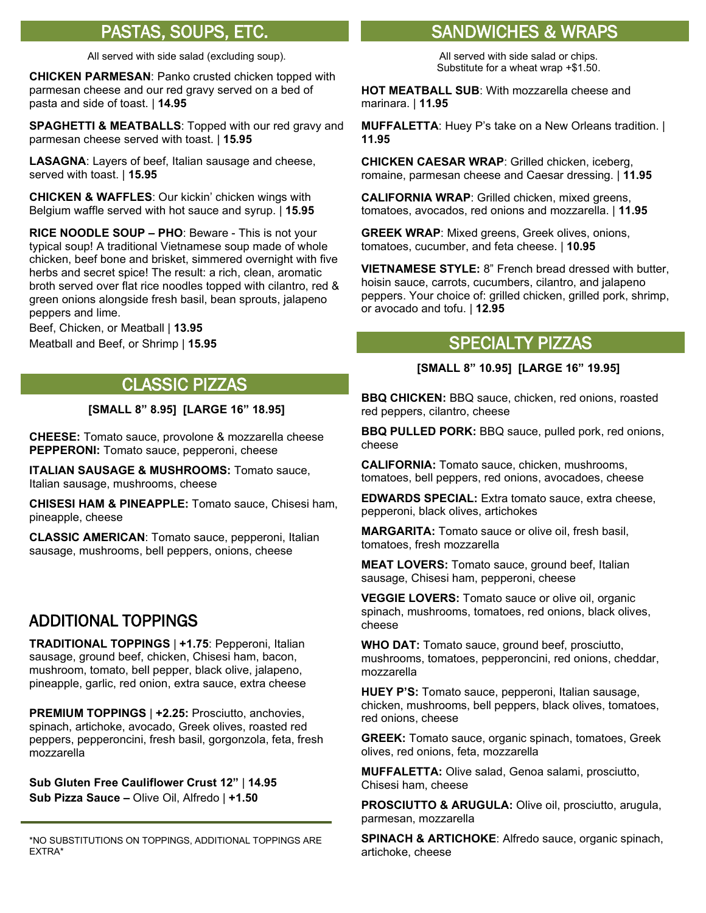## PASTAS, SOUPS, ETC.

All served with side salad (excluding soup).

**CHICKEN PARMESAN**: Panko crusted chicken topped with parmesan cheese and our red gravy served on a bed of pasta and side of toast. | **14.95**

**SPAGHETTI & MEATBALLS**: Topped with our red gravy and parmesan cheese served with toast. | **15.95**

**LASAGNA**: Layers of beef, Italian sausage and cheese, served with toast. | **15.95**

**CHICKEN & WAFFLES**: Our kickin' chicken wings with Belgium waffle served with hot sauce and syrup. | **15.95**

**RICE NOODLE SOUP – PHO**: Beware - This is not your typical soup! A traditional Vietnamese soup made of whole chicken, beef bone and brisket, simmered overnight with five herbs and secret spice! The result: a rich, clean, aromatic broth served over flat rice noodles topped with cilantro, red & green onions alongside fresh basil, bean sprouts, jalapeno peppers and lime.

Beef, Chicken, or Meatball | **13.95**

Meatball and Beef, or Shrimp | **15.95**

## CLASSIC PIZZAS

**[SMALL 8" 8.95] [LARGE 16" 18.95]**

**CHEESE:** Tomato sauce, provolone & mozzarella cheese

**PEPPERONI:** Tomato sauce, pepperoni, cheese

**ITALIAN SAUSAGE & MUSHROOMS:** Tomato sauce, Italian sausage, mushrooms, cheese

**CHISESI HAM & PINEAPPLE:** Tomato sauce, Chisesi ham, pineapple, cheese

**CLASSIC AMERICAN**: Tomato sauce, pepperoni, Italian sausage, mushrooms, bell peppers, onions, cheese

## ADDITIONAL TOPPINGS

**TRADITIONAL TOPPINGS** | **+1.75**: Pepperoni, Italian sausage, ground beef, chicken, Chisesi ham, bacon, mushroom, tomato, bell pepper, black olive, jalapeno, pineapple, garlic, red onion, extra sauce, extra cheese

**PREMIUM TOPPINGS** | **+2.25:** Prosciutto, anchovies, spinach, artichoke, avocado, Greek olives, roasted red peppers, pepperoncini, fresh basil, gorgonzola, feta, fresh mozzarella

**Sub Gluten Free Cauliflower Crust 12"** | **14.95**

**Sub Pizza Sauce –** Olive Oil, Alfredo | **+1.50**

*NO SUBSTITUTIONS ON TOPPINGS, ADDITIONAL TOPPINGS ARE EXTRA*

## SANDWICHES & WRAPS

All served with side salad or chips.
Substitute for a wheat wrap +$1.50.

**HOT MEATBALL SUB**: With mozzarella cheese and marinara. | **11.95**

**MUFFALETTA**: Huey P's take on a New Orleans tradition. | **11.95**

**CHICKEN CAESAR WRAP**: Grilled chicken, iceberg, romaine, parmesan cheese and Caesar dressing. | **11.95**

**CALIFORNIA WRAP**: Grilled chicken, mixed greens, tomatoes, avocados, red onions and mozzarella. | **11.95**

**GREEK WRAP**: Mixed greens, Greek olives, onions, tomatoes, cucumber, and feta cheese. | **10.95**

**VIETNAMESE STYLE:** 8" French bread dressed with butter, hoisin sauce, carrots, cucumbers, cilantro, and jalapeno peppers. Your choice of: grilled chicken, grilled pork, shrimp, or avocado and tofu. | **12.95**

## SPECIALTY PIZZAS

**[SMALL 8" 10.95] [LARGE 16" 19.95]**

**BBQ CHICKEN:** BBQ sauce, chicken, red onions, roasted red peppers, cilantro, cheese

**BBQ PULLED PORK:** BBQ sauce, pulled pork, red onions, cheese

**CALIFORNIA:** Tomato sauce, chicken, mushrooms, tomatoes, bell peppers, red onions, avocadoes, cheese

**EDWARDS SPECIAL:** Extra tomato sauce, extra cheese, pepperoni, black olives, artichokes

**MARGARITA:** Tomato sauce or olive oil, fresh basil, tomatoes, fresh mozzarella

**MEAT LOVERS:** Tomato sauce, ground beef, Italian sausage, Chisesi ham, pepperoni, cheese

**VEGGIE LOVERS:** Tomato sauce or olive oil, organic spinach, mushrooms, tomatoes, red onions, black olives, cheese

**WHO DAT:** Tomato sauce, ground beef, prosciutto, mushrooms, tomatoes, pepperoncini, red onions, cheddar, mozzarella

**HUEY P'S:** Tomato sauce, pepperoni, Italian sausage, chicken, mushrooms, bell peppers, black olives, tomatoes, red onions, cheese

**GREEK:** Tomato sauce, organic spinach, tomatoes, Greek olives, red onions, feta, mozzarella

**MUFFALETTA:** Olive salad, Genoa salami, prosciutto, Chisesi ham, cheese

**PROSCIUTTO & ARUGULA:** Olive oil, prosciutto, arugula, parmesan, mozzarella

**SPINACH & ARTICHOKE**: Alfredo sauce, organic spinach, artichoke, cheese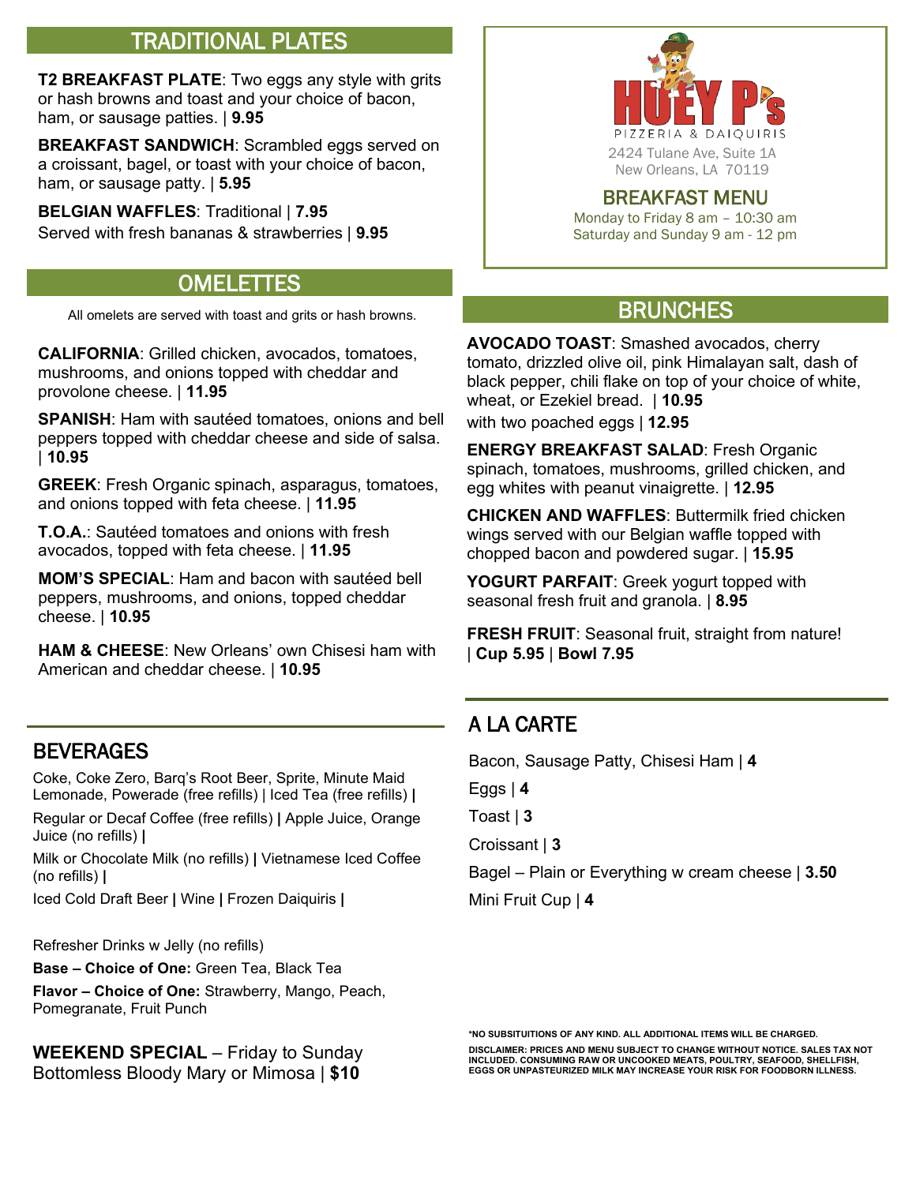# HUEY P's

PIZZERIA & DAIQUIRIS

2424 Tulane Ave, Suite 1A
New Orleans, LA 70119

## BREAKFAST MENU

Monday to Friday 8 am – 10:30 am
Saturday and Sunday 9 am - 12 pm

## TRADITIONAL PLATES

**T2 BREAKFAST PLATE**: Two eggs any style with grits or hash browns and toast and your choice of bacon, ham, or sausage patties. | **9.95**

**BREAKFAST SANDWICH**: Scrambled eggs served on a croissant, bagel, or toast with your choice of bacon, ham, or sausage patty. | **5.95**

**BELGIAN WAFFLES**: Traditional | **7.95**
Served with fresh bananas & strawberries | **9.95**

## OMELETTES

All omelets are served with toast and grits or hash browns.

**CALIFORNIA**: Grilled chicken, avocados, tomatoes, mushrooms, and onions topped with cheddar and provolone cheese. | **11.95**

**SPANISH**: Ham with sautéed tomatoes, onions and bell peppers topped with cheddar cheese and side of salsa. | **10.95**

**GREEK**: Fresh Organic spinach, asparagus, tomatoes, and onions topped with feta cheese. | **11.95**

**T.O.A.**: Sautéed tomatoes and onions with fresh avocados, topped with feta cheese. | **11.95**

**MOM'S SPECIAL**: Ham and bacon with sautéed bell peppers, mushrooms, and onions, topped cheddar cheese. | **10.95**

**HAM & CHEESE**: New Orleans' own Chisesi ham with American and cheddar cheese. | **10.95**

## BRUNCHES

**AVOCADO TOAST**: Smashed avocados, cherry tomato, drizzled olive oil, pink Himalayan salt, dash of black pepper, chili flake on top of your choice of white, wheat, or Ezekiel bread. | **10.95**
with two poached eggs | **12.95**

**ENERGY BREAKFAST SALAD**: Fresh Organic spinach, tomatoes, mushrooms, grilled chicken, and egg whites with peanut vinaigrette. | **12.95**

**CHICKEN AND WAFFLES**: Buttermilk fried chicken wings served with our Belgian waffle topped with chopped bacon and powdered sugar. | **15.95**

**YOGURT PARFAIT**: Greek yogurt topped with seasonal fresh fruit and granola. | **8.95**

**FRESH FRUIT**: Seasonal fruit, straight from nature! | **Cup 5.95** | **Bowl 7.95**

## BEVERAGES

Coke, Coke Zero, Barq's Root Beer, Sprite, Minute Maid Lemonade, Powerade (free refills) | Iced Tea (free refills) **|**

Regular or Decaf Coffee (free refills) **|** Apple Juice, Orange Juice (no refills) **|**

Milk or Chocolate Milk (no refills) **|** Vietnamese Iced Coffee (no refills) **|**

Iced Cold Draft Beer **|** Wine **|** Frozen Daiquiris **|**

Refresher Drinks w Jelly (no refills)

**Base – Choice of One:** Green Tea, Black Tea

**Flavor – Choice of One:** Strawberry, Mango, Peach, Pomegranate, Fruit Punch

**WEEKEND SPECIAL** – Friday to Sunday
Bottomless Bloody Mary or Mimosa | **$10**

## A LA CARTE

Bacon, Sausage Patty, Chisesi Ham | **4**

Eggs | **4**

Toast | **3**

Croissant | **3**

Bagel – Plain or Everything w cream cheese | **3.50**

Mini Fruit Cup | **4**

**\*NO SUBSIUTIONS OF ANY KIND. ALL ADDITIONAL ITEMS WILL BE CHARGED.**

**DISCLAIMER: PRICES AND MENU SUBJECT TO CHANGE WITHOUT NOTICE. SALES TAX NOT INCLUDED. CONSUMING RAW OR UNCOOKED MEATS, POULTRY, SEAFOOD, SHELLFISH, EGGS OR UNPASTEURIZED MILK MAY INCREASE YOUR RISK FOR FOODBORN ILLNESS.**